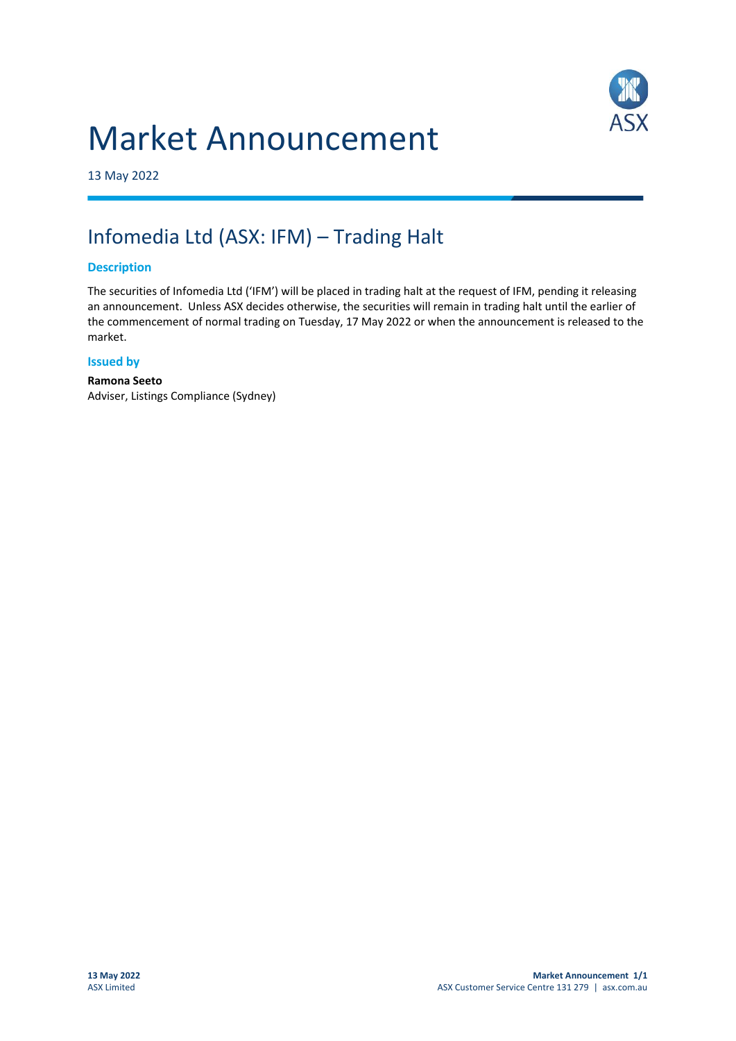# Market Announcement

13 May 2022

## Infomedia Ltd (ASX: IFM) – Trading Halt

### Description

The securities of Infomedia Ltd ('IFM') will be placed in trading halt at the request of IFM, pending it releasing an announcement. Unless ASX decides otherwise, the securities will remain in trading halt until the earlier of the commencement of normal trading on Tuesday, 17 May 2022 or when the announcement is released to the market.

### Issued by

**Ramona Seeto**
Adviser, Listings Compliance (Sydney)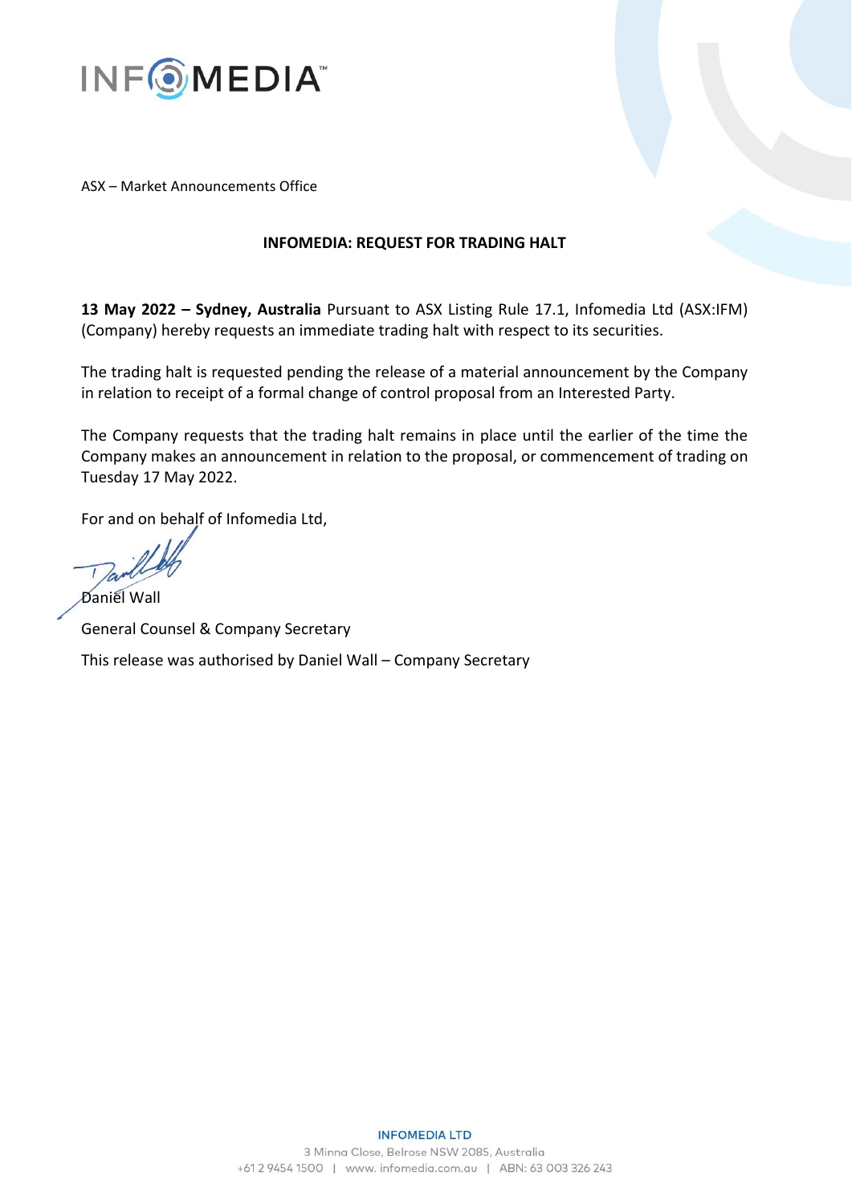ASX – Market Announcements Office

**INFOMEDIA: REQUEST FOR TRADING HALT**

**13 May 2022 – Sydney, Australia** Pursuant to ASX Listing Rule 17.1, Infomedia Ltd (ASX:IFM) (Company) hereby requests an immediate trading halt with respect to its securities.

The trading halt is requested pending the release of a material announcement by the Company in relation to receipt of a formal change of control proposal from an Interested Party.

The Company requests that the trading halt remains in place until the earlier of the time the Company makes an announcement in relation to the proposal, or commencement of trading on Tuesday 17 May 2022.

For and on behalf of Infomedia Ltd,

Daniel Wall

General Counsel & Company Secretary

This release was authorised by Daniel Wall – Company Secretary

INFOMEDIA LTD
3 Minna Close, Belrose NSW 2085, Australia
+61 2 9454 1500 | www. infomedia.com.au | ABN: 63 003 326 243